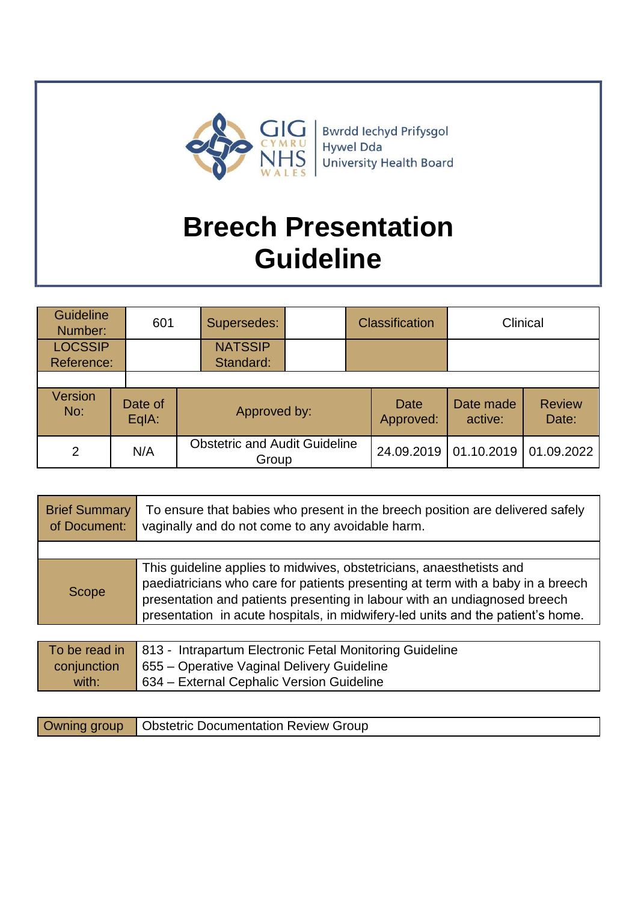GIG CYMRU NHS WALES

Bwrdd Iechyd Prifysgol Hywel Dda University Health Board

# Breech Presentation Guideline

| Guideline Number: | 601 | Supersedes: | | Classification | Clinical |
|---|---|---|---|---|---|
| LOCSSIP Reference: | | NATSSIP Standard: | | | |

| Version No: | Date of EqIA: | Approved by: | Date Approved: | Date made active: | Review Date: |
|---|---|---|---|---|---|
| 2 | N/A | Obstetric and Audit Guideline Group | 24.09.2019 | 01.10.2019 | 01.09.2022 |

| Brief Summary of Document: | To ensure that babies who present in the breech position are delivered safely vaginally and do not come to any avoidable harm. |
|---|---|
| Scope | This guideline applies to midwives, obstetricians, anaesthetists and paediatricians who care for patients presenting at term with a baby in a breech presentation and patients presenting in labour with an undiagnosed breech presentation in acute hospitals, in midwifery-led units and the patient's home. |

| To be read in conjunction with: | 813 - Intrapartum Electronic Fetal Monitoring Guideline<br>655 – Operative Vaginal Delivery Guideline<br>634 – External Cephalic Version Guideline |
|---|---|

| Owning group | Obstetric Documentation Review Group |
|---|---|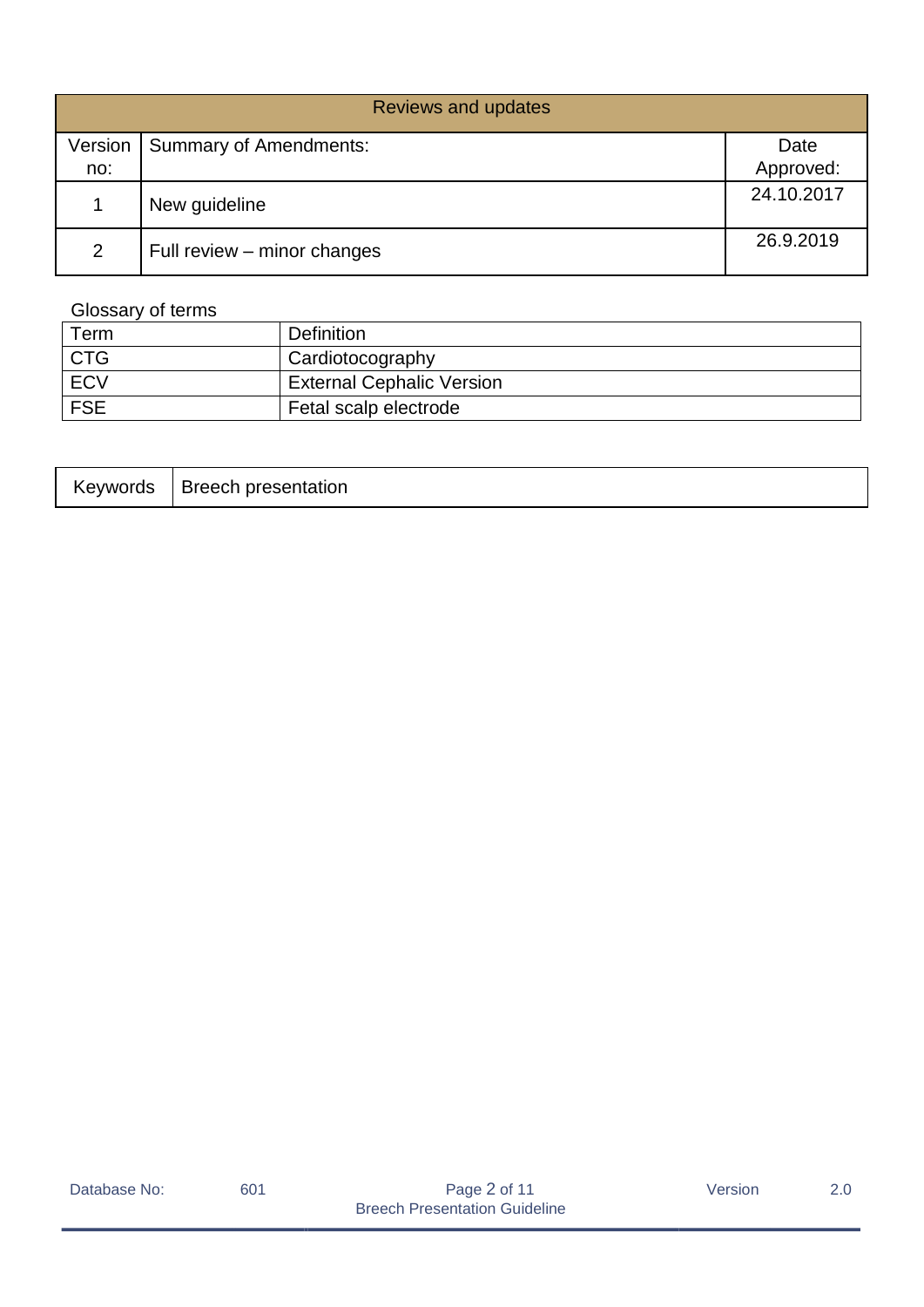| Reviews and updates | | |
|---|---|---|
| Version no: | Summary of Amendments: | Date Approved: |
| 1 | New guideline | 24.10.2017 |
| 2 | Full review – minor changes | 26.9.2019 |

Glossary of terms

| Term | Definition |
|---|---|
| CTG | Cardiotocography |
| ECV | External Cephalic Version |
| FSE | Fetal scalp electrode |

| Keywords | Breech presentation |
|---|---|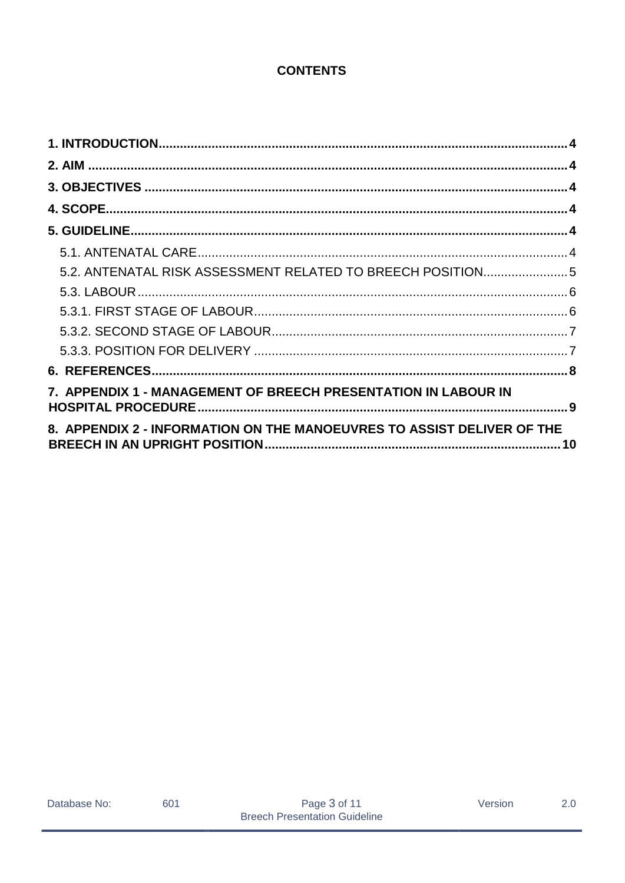# CONTENTS

**1. INTRODUCTION** .......... **4**

**2. AIM** .......... **4**

**3. OBJECTIVES** .......... **4**

**4. SCOPE** .......... **4**

**5. GUIDELINE** .......... **4**

- 5.1. ANTENATAL CARE .......... 4
- 5.2. ANTENATAL RISK ASSESSMENT RELATED TO BREECH POSITION .......... 5
- 5.3. LABOUR .......... 6
- 5.3.1. FIRST STAGE OF LABOUR .......... 6
- 5.3.2. SECOND STAGE OF LABOUR .......... 7
- 5.3.3. POSITION FOR DELIVERY .......... 7

**6. REFERENCES** .......... **8**

**7. APPENDIX 1 - MANAGEMENT OF BREECH PRESENTATION IN LABOUR IN HOSPITAL PROCEDURE** .......... **9**

**8. APPENDIX 2 - INFORMATION ON THE MANOEUVRES TO ASSIST DELIVER OF THE BREECH IN AN UPRIGHT POSITION** .......... **10**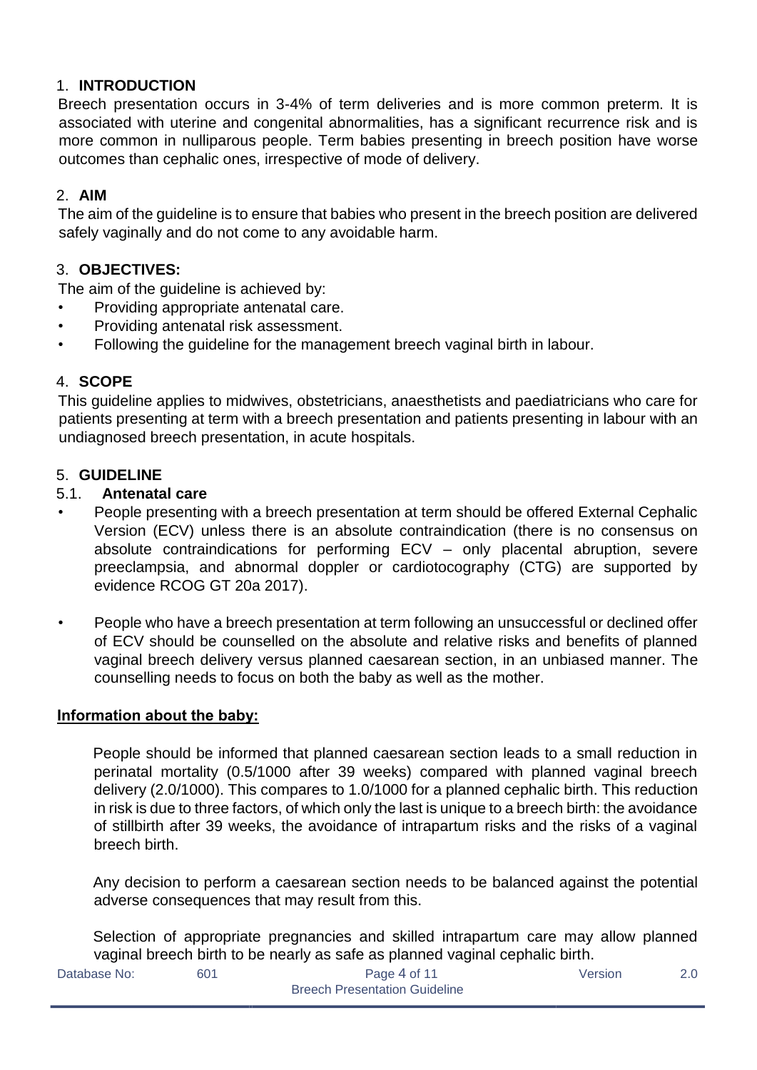## 1. INTRODUCTION

Breech presentation occurs in 3-4% of term deliveries and is more common preterm. It is associated with uterine and congenital abnormalities, has a significant recurrence risk and is more common in nulliparous people. Term babies presenting in breech position have worse outcomes than cephalic ones, irrespective of mode of delivery.

## 2. AIM

The aim of the guideline is to ensure that babies who present in the breech position are delivered safely vaginally and do not come to any avoidable harm.

## 3. OBJECTIVES:

The aim of the guideline is achieved by:

- Providing appropriate antenatal care.
- Providing antenatal risk assessment.
- Following the guideline for the management breech vaginal birth in labour.

## 4. SCOPE

This guideline applies to midwives, obstetricians, anaesthetists and paediatricians who care for patients presenting at term with a breech presentation and patients presenting in labour with an undiagnosed breech presentation, in acute hospitals.

## 5. GUIDELINE

### 5.1. Antenatal care

- People presenting with a breech presentation at term should be offered External Cephalic Version (ECV) unless there is an absolute contraindication (there is no consensus on absolute contraindications for performing ECV – only placental abruption, severe preeclampsia, and abnormal doppler or cardiotocography (CTG) are supported by evidence RCOG GT 20a 2017).

- People who have a breech presentation at term following an unsuccessful or declined offer of ECV should be counselled on the absolute and relative risks and benefits of planned vaginal breech delivery versus planned caesarean section, in an unbiased manner. The counselling needs to focus on both the baby as well as the mother.

**Information about the baby:**

People should be informed that planned caesarean section leads to a small reduction in perinatal mortality (0.5/1000 after 39 weeks) compared with planned vaginal breech delivery (2.0/1000). This compares to 1.0/1000 for a planned cephalic birth. This reduction in risk is due to three factors, of which only the last is unique to a breech birth: the avoidance of stillbirth after 39 weeks, the avoidance of intrapartum risks and the risks of a vaginal breech birth.

Any decision to perform a caesarean section needs to be balanced against the potential adverse consequences that may result from this.

Selection of appropriate pregnancies and skilled intrapartum care may allow planned vaginal breech birth to be nearly as safe as planned vaginal cephalic birth.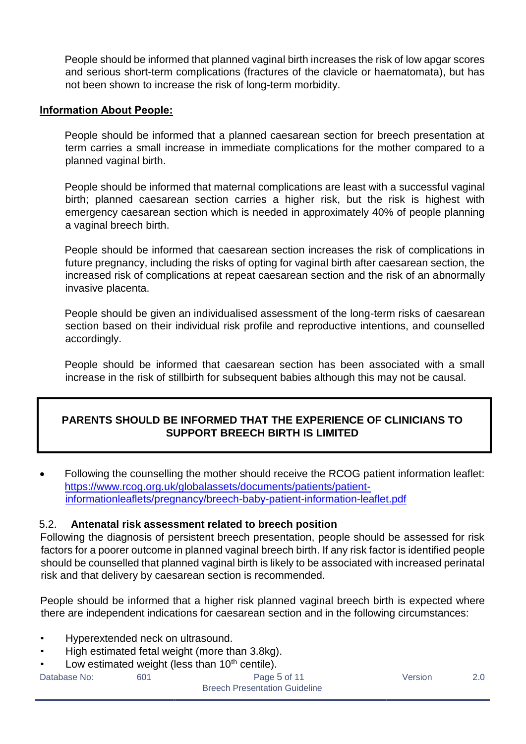People should be informed that planned vaginal birth increases the risk of low apgar scores and serious short-term complications (fractures of the clavicle or haematomata), but has not been shown to increase the risk of long-term morbidity.

**Information About People:**

People should be informed that a planned caesarean section for breech presentation at term carries a small increase in immediate complications for the mother compared to a planned vaginal birth.

People should be informed that maternal complications are least with a successful vaginal birth; planned caesarean section carries a higher risk, but the risk is highest with emergency caesarean section which is needed in approximately 40% of people planning a vaginal breech birth.

People should be informed that caesarean section increases the risk of complications in future pregnancy, including the risks of opting for vaginal birth after caesarean section, the increased risk of complications at repeat caesarean section and the risk of an abnormally invasive placenta.

People should be given an individualised assessment of the long-term risks of caesarean section based on their individual risk profile and reproductive intentions, and counselled accordingly.

People should be informed that caesarean section has been associated with a small increase in the risk of stillbirth for subsequent babies although this may not be causal.

**PARENTS SHOULD BE INFORMED THAT THE EXPERIENCE OF CLINICIANS TO SUPPORT BREECH BIRTH IS LIMITED**

- Following the counselling the mother should receive the RCOG patient information leaflet: https://www.rcog.org.uk/globalassets/documents/patients/patient-informationleaflets/pregnancy/breech-baby-patient-information-leaflet.pdf

### 5.2. Antenatal risk assessment related to breech position

Following the diagnosis of persistent breech presentation, people should be assessed for risk factors for a poorer outcome in planned vaginal breech birth. If any risk factor is identified people should be counselled that planned vaginal birth is likely to be associated with increased perinatal risk and that delivery by caesarean section is recommended.

People should be informed that a higher risk planned vaginal breech birth is expected where there are independent indications for caesarean section and in the following circumstances:

- Hyperextended neck on ultrasound.
- High estimated fetal weight (more than 3.8kg).
- Low estimated weight (less than 10th centile).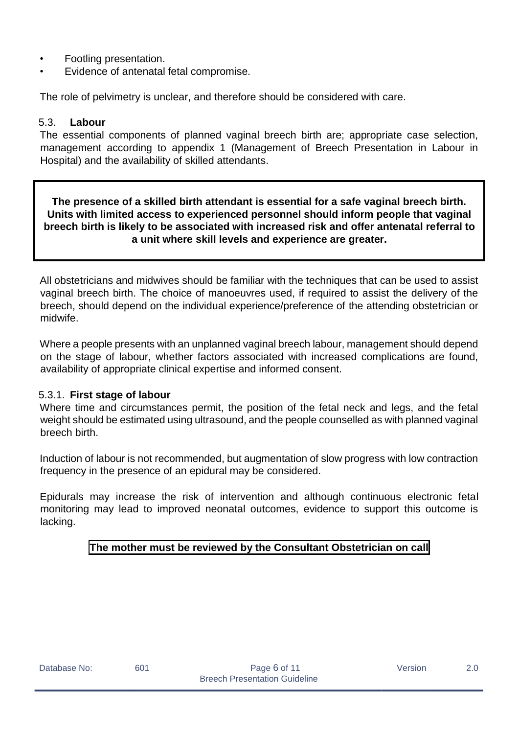- Footling presentation.
- Evidence of antenatal fetal compromise.

The role of pelvimetry is unclear, and therefore should be considered with care.

### 5.3. Labour

The essential components of planned vaginal breech birth are; appropriate case selection, management according to appendix 1 (Management of Breech Presentation in Labour in Hospital) and the availability of skilled attendants.

**The presence of a skilled birth attendant is essential for a safe vaginal breech birth. Units with limited access to experienced personnel should inform people that vaginal breech birth is likely to be associated with increased risk and offer antenatal referral to a unit where skill levels and experience are greater.**

All obstetricians and midwives should be familiar with the techniques that can be used to assist vaginal breech birth. The choice of manoeuvres used, if required to assist the delivery of the breech, should depend on the individual experience/preference of the attending obstetrician or midwife.

Where a people presents with an unplanned vaginal breech labour, management should depend on the stage of labour, whether factors associated with increased complications are found, availability of appropriate clinical expertise and informed consent.

#### 5.3.1. First stage of labour

Where time and circumstances permit, the position of the fetal neck and legs, and the fetal weight should be estimated using ultrasound, and the people counselled as with planned vaginal breech birth.

Induction of labour is not recommended, but augmentation of slow progress with low contraction frequency in the presence of an epidural may be considered.

Epidurals may increase the risk of intervention and although continuous electronic fetal monitoring may lead to improved neonatal outcomes, evidence to support this outcome is lacking.

**The mother must be reviewed by the Consultant Obstetrician on call**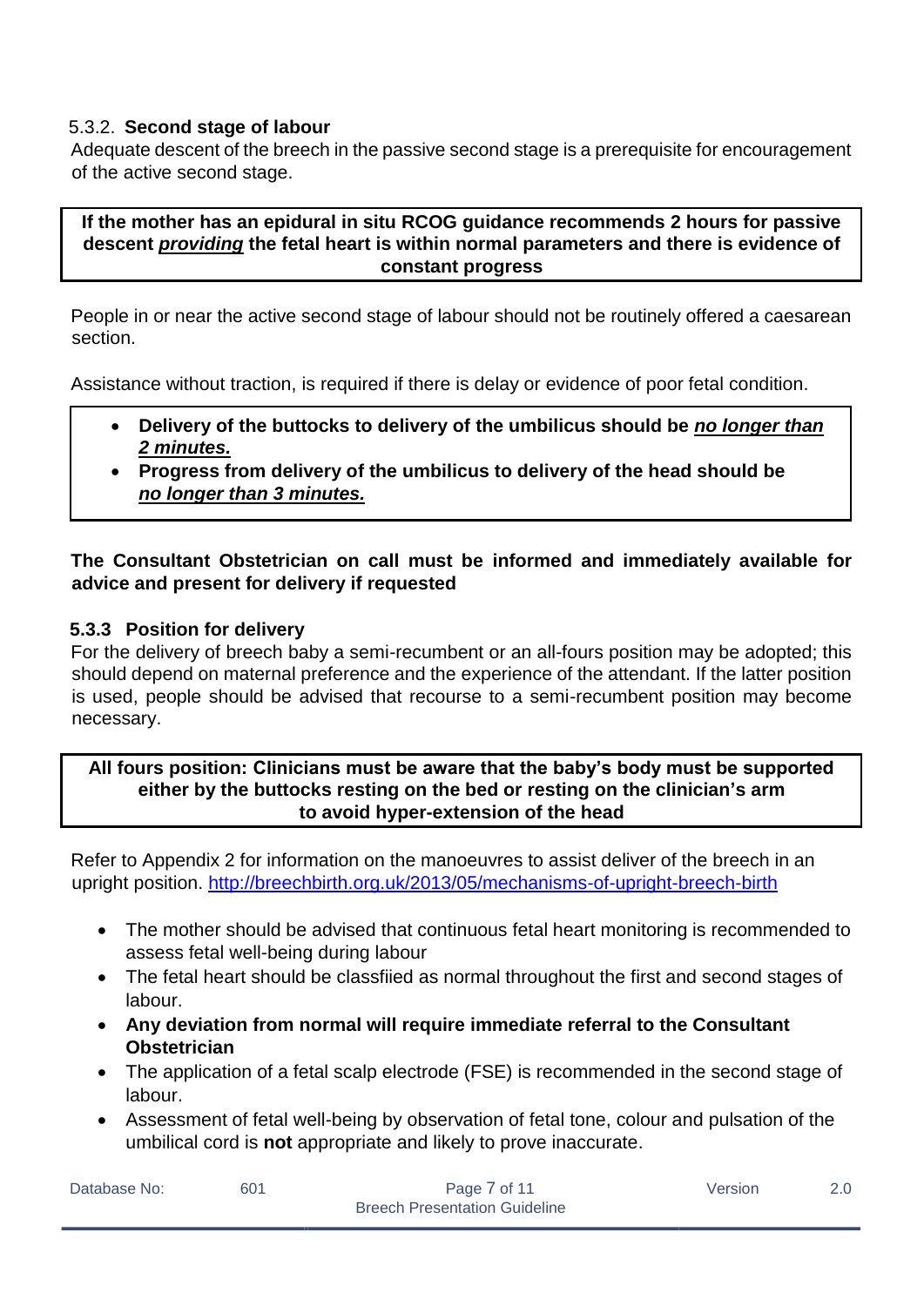### 5.3.2. **Second stage of labour**

Adequate descent of the breech in the passive second stage is a prerequisite for encouragement of the active second stage.

**If the mother has an epidural in situ RCOG guidance recommends 2 hours for passive descent *providing* the fetal heart is within normal parameters and there is evidence of constant progress**

People in or near the active second stage of labour should not be routinely offered a caesarean section.

Assistance without traction, is required if there is delay or evidence of poor fetal condition.

- **Delivery of the buttocks to delivery of the umbilicus should be *no longer than 2 minutes.***
- **Progress from delivery of the umbilicus to delivery of the head should be *no longer than 3 minutes.***

**The Consultant Obstetrician on call must be informed and immediately available for advice and present for delivery if requested**

### 5.3.3 **Position for delivery**

For the delivery of breech baby a semi-recumbent or an all-fours position may be adopted; this should depend on maternal preference and the experience of the attendant. If the latter position is used, people should be advised that recourse to a semi-recumbent position may become necessary.

**All fours position: Clinicians must be aware that the baby's body must be supported either by the buttocks resting on the bed or resting on the clinician's arm to avoid hyper-extension of the head**

Refer to Appendix 2 for information on the manoeuvres to assist deliver of the breech in an upright position. http://breechbirth.org.uk/2013/05/mechanisms-of-upright-breech-birth

- The mother should be advised that continuous fetal heart monitoring is recommended to assess fetal well-being during labour
- The fetal heart should be classfiied as normal throughout the first and second stages of labour.
- **Any deviation from normal will require immediate referral to the Consultant Obstetrician**
- The application of a fetal scalp electrode (FSE) is recommended in the second stage of labour.
- Assessment of fetal well-being by observation of fetal tone, colour and pulsation of the umbilical cord is **not** appropriate and likely to prove inaccurate.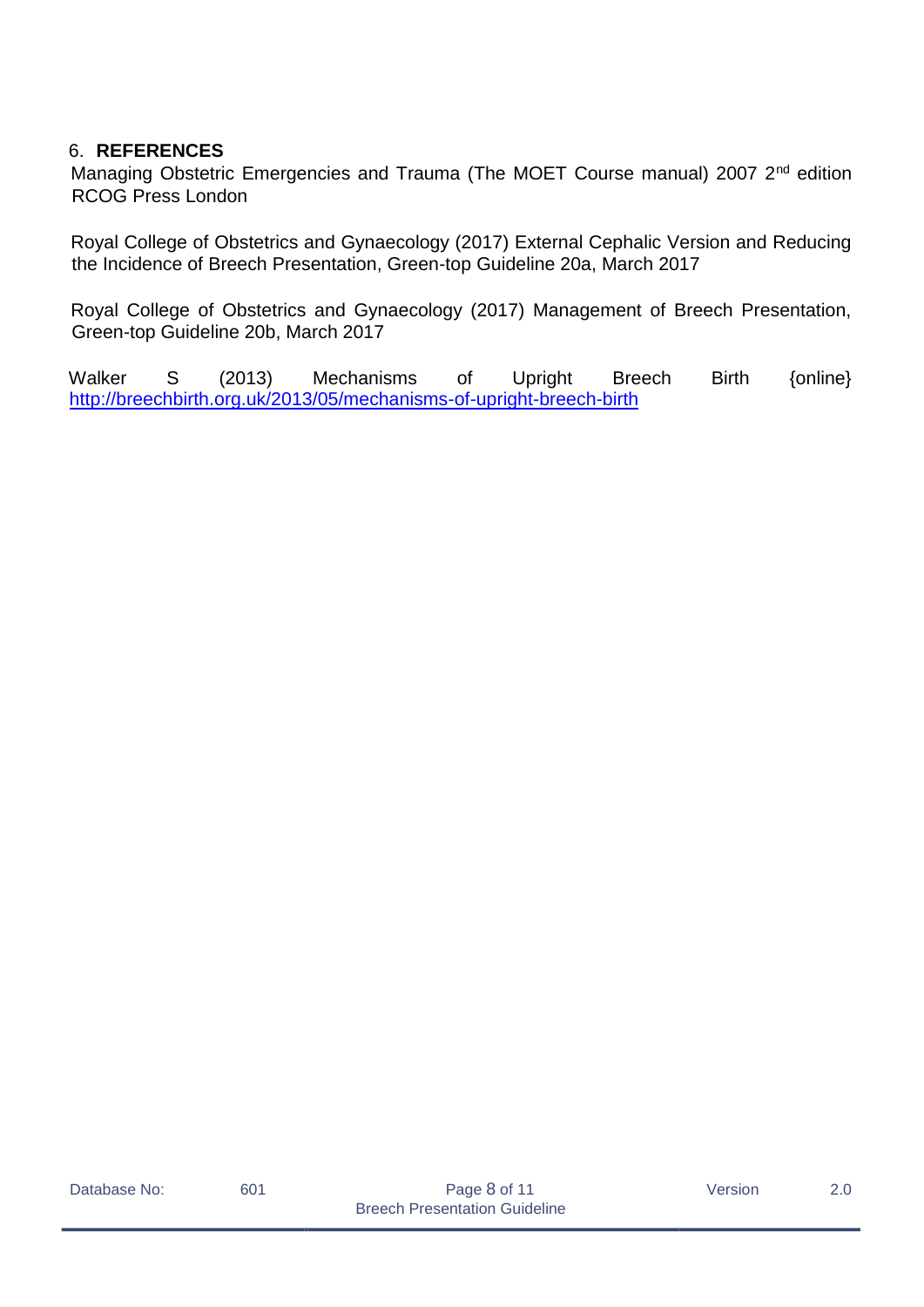## 6. REFERENCES

Managing Obstetric Emergencies and Trauma (The MOET Course manual) 2007 2nd edition RCOG Press London

Royal College of Obstetrics and Gynaecology (2017) External Cephalic Version and Reducing the Incidence of Breech Presentation, Green-top Guideline 20a, March 2017

Royal College of Obstetrics and Gynaecology (2017) Management of Breech Presentation, Green-top Guideline 20b, March 2017

Walker S (2013) Mechanisms of Upright Breech Birth {online} http://breechbirth.org.uk/2013/05/mechanisms-of-upright-breech-birth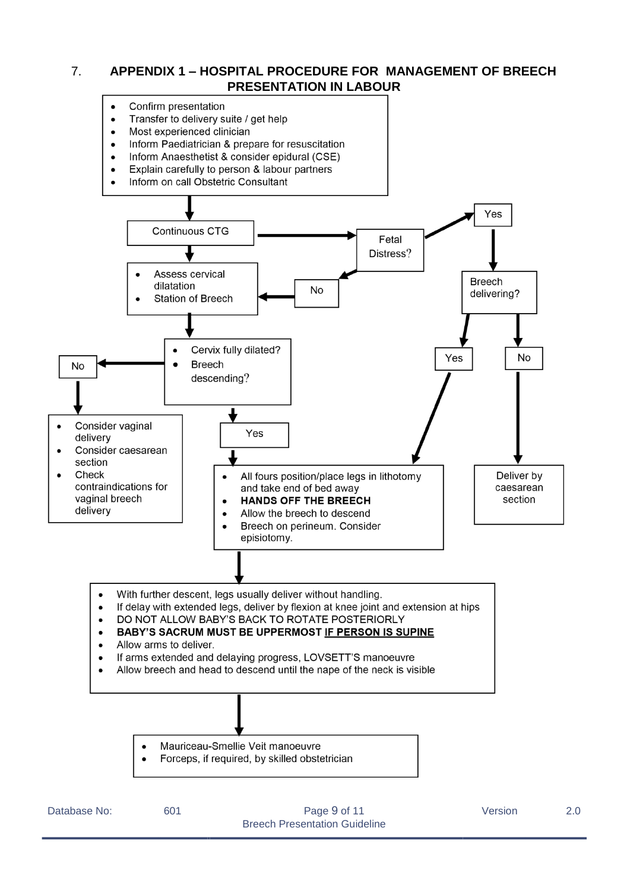## 7. APPENDIX 1 – HOSPITAL PROCEDURE FOR MANAGEMENT OF BREECH PRESENTATION IN LABOUR

- Confirm presentation
- Transfer to delivery suite / get help
- Most experienced clinician
- Inform Paediatrician & prepare for resuscitation
- Inform Anaesthetist & consider epidural (CSE)
- Explain carefully to person & labour partners
- Inform on call Obstetric Consultant

↓

**Continuous CTG** → **Fetal Distress?**

- **Fetal Distress? – Yes** → **Breech delivering?**
  - **Yes** → go to "All fours position..." box below
  - **No** → Deliver by caesarean section
- **Fetal Distress? – No** → Assess cervical dilatation / Station of Breech

↓

- Assess cervical dilatation
- Station of Breech

↓

- Cervix fully dilated?
- Breech descending?

**No** →

- Consider vaginal delivery
- Consider caesarean section
- Check contraindications for vaginal breech delivery

**Yes** →

- All fours position/place legs in lithotomy and take end of bed away
- **HANDS OFF THE BREECH**
- Allow the breech to descend
- Breech on perineum. Consider episiotomy.

↓

- With further descent, legs usually deliver without handling.
- If delay with extended legs, deliver by flexion at knee joint and extension at hips
- DO NOT ALLOW BABY'S BACK TO ROTATE POSTERIORLY
- **BABY'S SACRUM MUST BE UPPERMOST <u>IF PERSON IS SUPINE</u>**
- Allow arms to deliver.
- If arms extended and delaying progress, LOVSETT'S manoeuvre
- Allow breech and head to descend until the nape of the neck is visible

↓

- Mauriceau-Smellie Veit manoeuvre
- Forceps, if required, by skilled obstetrician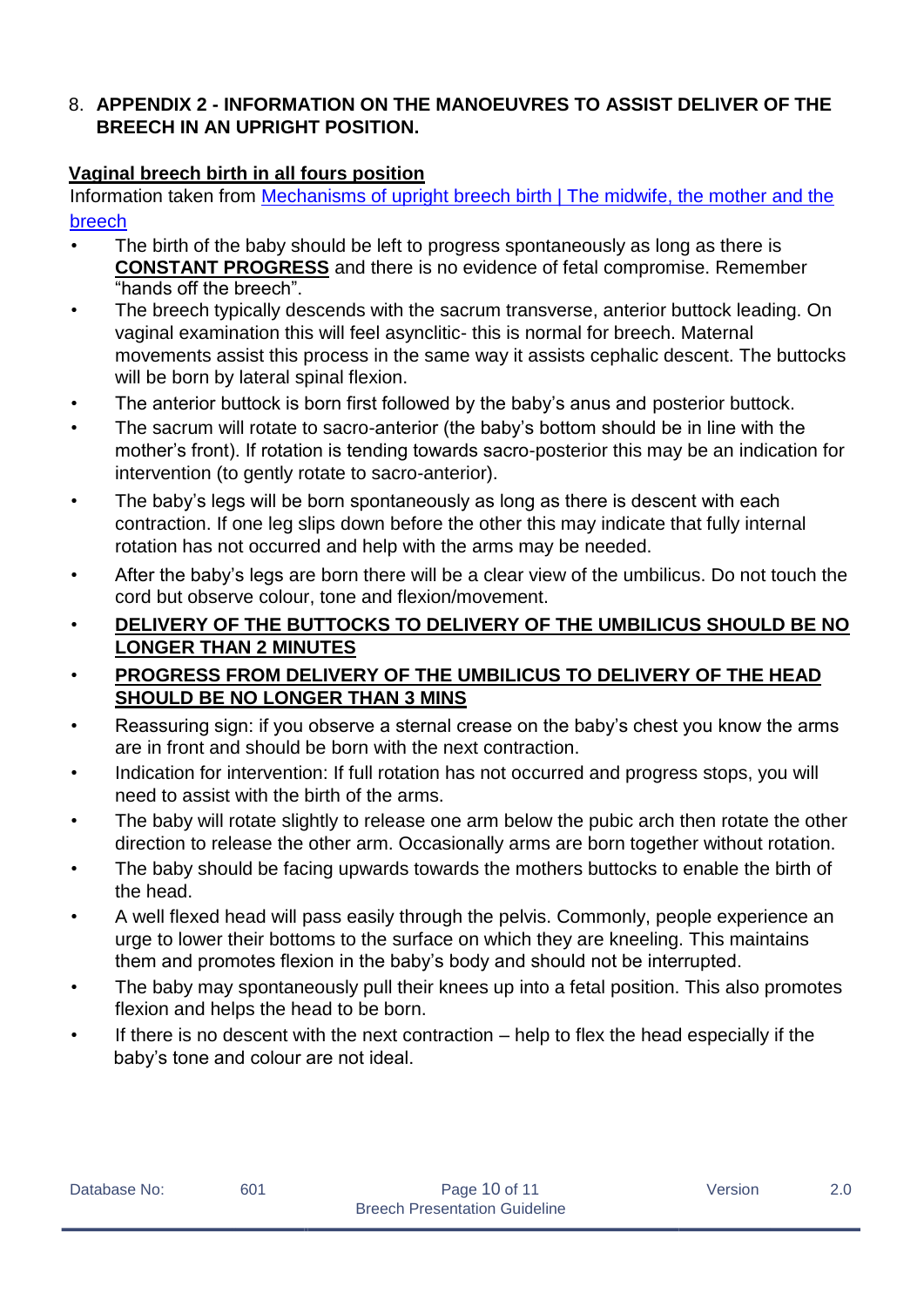## 8. APPENDIX 2 - INFORMATION ON THE MANOEUVRES TO ASSIST DELIVER OF THE BREECH IN AN UPRIGHT POSITION.

**Vaginal breech birth in all fours position**

Information taken from [Mechanisms of upright breech birth | The midwife, the mother and the breech]

- The birth of the baby should be left to progress spontaneously as long as there is **CONSTANT PROGRESS** and there is no evidence of fetal compromise. Remember "hands off the breech".
- The breech typically descends with the sacrum transverse, anterior buttock leading. On vaginal examination this will feel asynclitic- this is normal for breech. Maternal movements assist this process in the same way it assists cephalic descent. The buttocks will be born by lateral spinal flexion.
- The anterior buttock is born first followed by the baby's anus and posterior buttock.
- The sacrum will rotate to sacro-anterior (the baby's bottom should be in line with the mother's front). If rotation is tending towards sacro-posterior this may be an indication for intervention (to gently rotate to sacro-anterior).
- The baby's legs will be born spontaneously as long as there is descent with each contraction. If one leg slips down before the other this may indicate that fully internal rotation has not occurred and help with the arms may be needed.
- After the baby's legs are born there will be a clear view of the umbilicus. Do not touch the cord but observe colour, tone and flexion/movement.
- **DELIVERY OF THE BUTTOCKS TO DELIVERY OF THE UMBILICUS SHOULD BE NO LONGER THAN 2 MINUTES**
- **PROGRESS FROM DELIVERY OF THE UMBILICUS TO DELIVERY OF THE HEAD SHOULD BE NO LONGER THAN 3 MINS**
- Reassuring sign: if you observe a sternal crease on the baby's chest you know the arms are in front and should be born with the next contraction.
- Indication for intervention: If full rotation has not occurred and progress stops, you will need to assist with the birth of the arms.
- The baby will rotate slightly to release one arm below the pubic arch then rotate the other direction to release the other arm. Occasionally arms are born together without rotation.
- The baby should be facing upwards towards the mothers buttocks to enable the birth of the head.
- A well flexed head will pass easily through the pelvis. Commonly, people experience an urge to lower their bottoms to the surface on which they are kneeling. This maintains them and promotes flexion in the baby's body and should not be interrupted.
- The baby may spontaneously pull their knees up into a fetal position. This also promotes flexion and helps the head to be born.
- If there is no descent with the next contraction – help to flex the head especially if the baby's tone and colour are not ideal.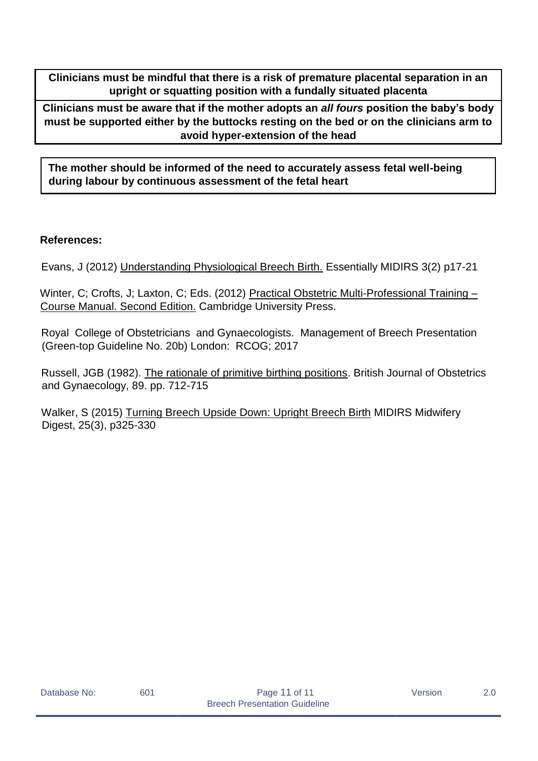**Clinicians must be mindful that there is a risk of premature placental separation in an upright or squatting position with a fundally situated placenta**

**Clinicians must be aware that if the mother adopts an *all fours* position the baby's body must be supported either by the buttocks resting on the bed or on the clinicians arm to avoid hyper-extension of the head**

**The mother should be informed of the need to accurately assess fetal well-being during labour by continuous assessment of the fetal heart**

**References:**

Evans, J (2012) Understanding Physiological Breech Birth. Essentially MIDIRS 3(2) p17-21

Winter, C; Crofts, J; Laxton, C; Eds. (2012) Practical Obstetric Multi-Professional Training – Course Manual. Second Edition. Cambridge University Press.

Royal College of Obstetricians and Gynaecologists. Management of Breech Presentation (Green-top Guideline No. 20b) London: RCOG; 2017

Russell, JGB (1982). The rationale of primitive birthing positions. British Journal of Obstetrics and Gynaecology, 89. pp. 712-715

Walker, S (2015) Turning Breech Upside Down: Upright Breech Birth MIDIRS Midwifery Digest, 25(3), p325-330